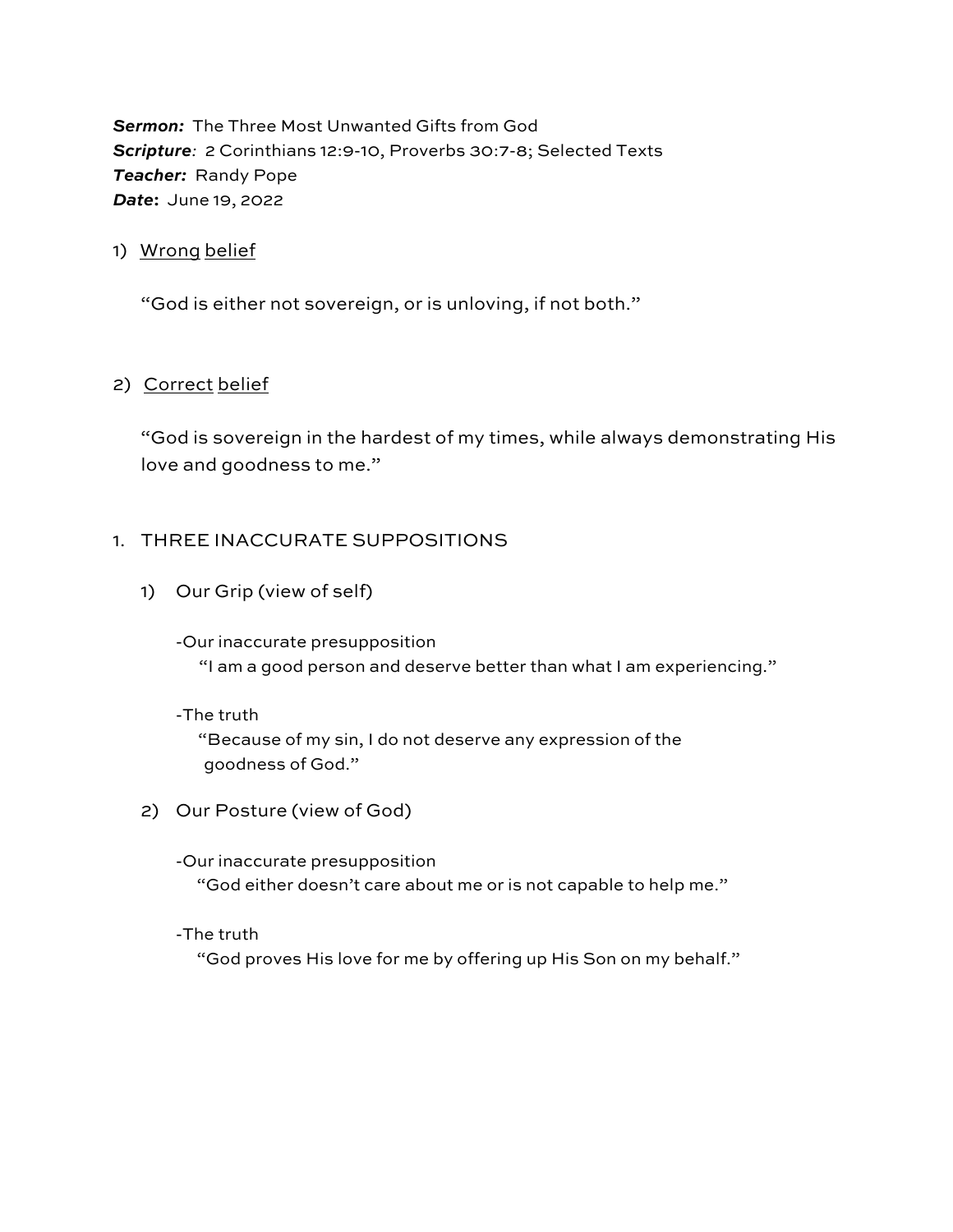***Sermon:*** The Three Most Unwanted Gifts from God
***Scripture**:* 2 Corinthians 12:9-10, Proverbs 30:7-8; Selected Texts
***Teacher:*** Randy Pope
***Date*:** June 19, 2022

1) Wrong belief

   "God is either not sovereign, or is unloving, if not both."

2) Correct belief

   "God is sovereign in the hardest of my times, while always demonstrating His love and goodness to me."

1. THREE INACCURATE SUPPOSITIONS

   1) Our Grip (view of self)

      -Our inaccurate presupposition
        "I am a good person and deserve better than what I am experiencing."

      -The truth
        "Because of my sin, I do not deserve any expression of the goodness of God."

   2) Our Posture (view of God)

      -Our inaccurate presupposition
        "God either doesn't care about me or is not capable to help me."

      -The truth
        "God proves His love for me by offering up His Son on my behalf."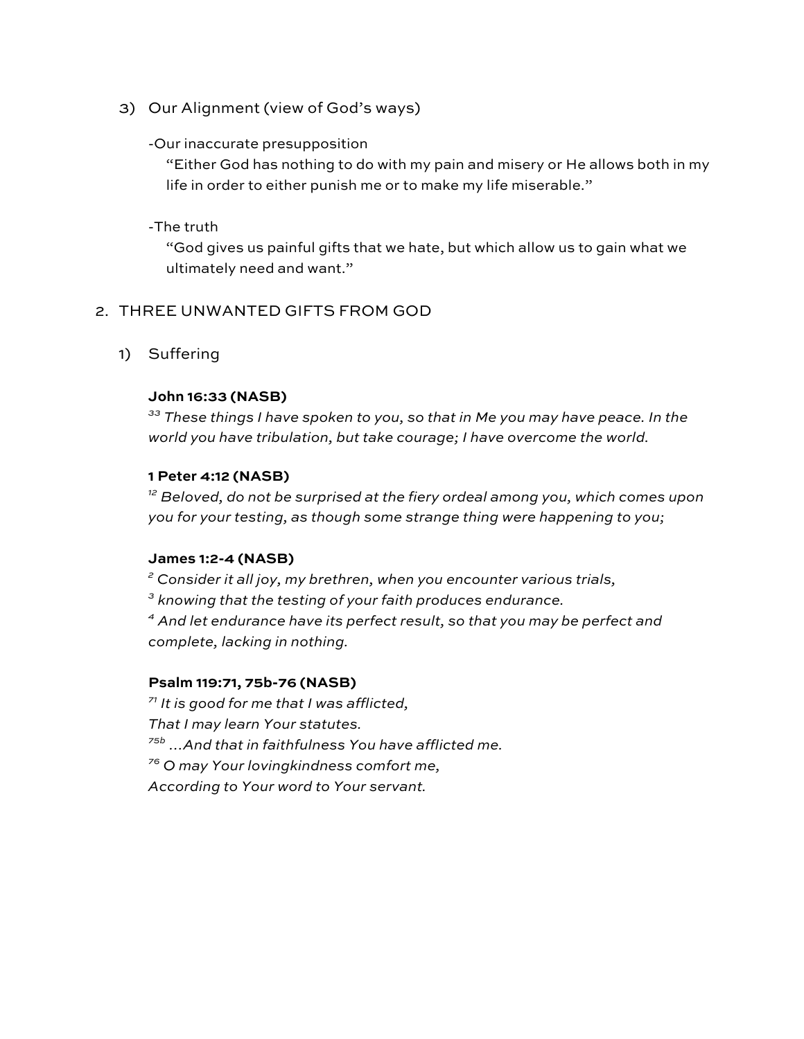3) Our Alignment (view of God's ways)

-Our inaccurate presupposition

"Either God has nothing to do with my pain and misery or He allows both in my life in order to either punish me or to make my life miserable."

-The truth

"God gives us painful gifts that we hate, but which allow us to gain what we ultimately need and want."

## 2. THREE UNWANTED GIFTS FROM GOD

### 1) Suffering

**John 16:33 (NASB)**

*[33] These things I have spoken to you, so that in Me you may have peace. In the world you have tribulation, but take courage; I have overcome the world.*

**1 Peter 4:12 (NASB)**

*[12] Beloved, do not be surprised at the fiery ordeal among you, which comes upon you for your testing, as though some strange thing were happening to you;*

**James 1:2-4 (NASB)**

*[2] Consider it all joy, my brethren, when you encounter various trials,*
*[3] knowing that the testing of your faith produces endurance.*
*[4] And let endurance have its perfect result, so that you may be perfect and complete, lacking in nothing.*

**Psalm 119:71, 75b-76 (NASB)**

*[71] It is good for me that I was afflicted,*
*That I may learn Your statutes.*
*[75b] ...And that in faithfulness You have afflicted me.*
*[76] O may Your lovingkindness comfort me,*
*According to Your word to Your servant.*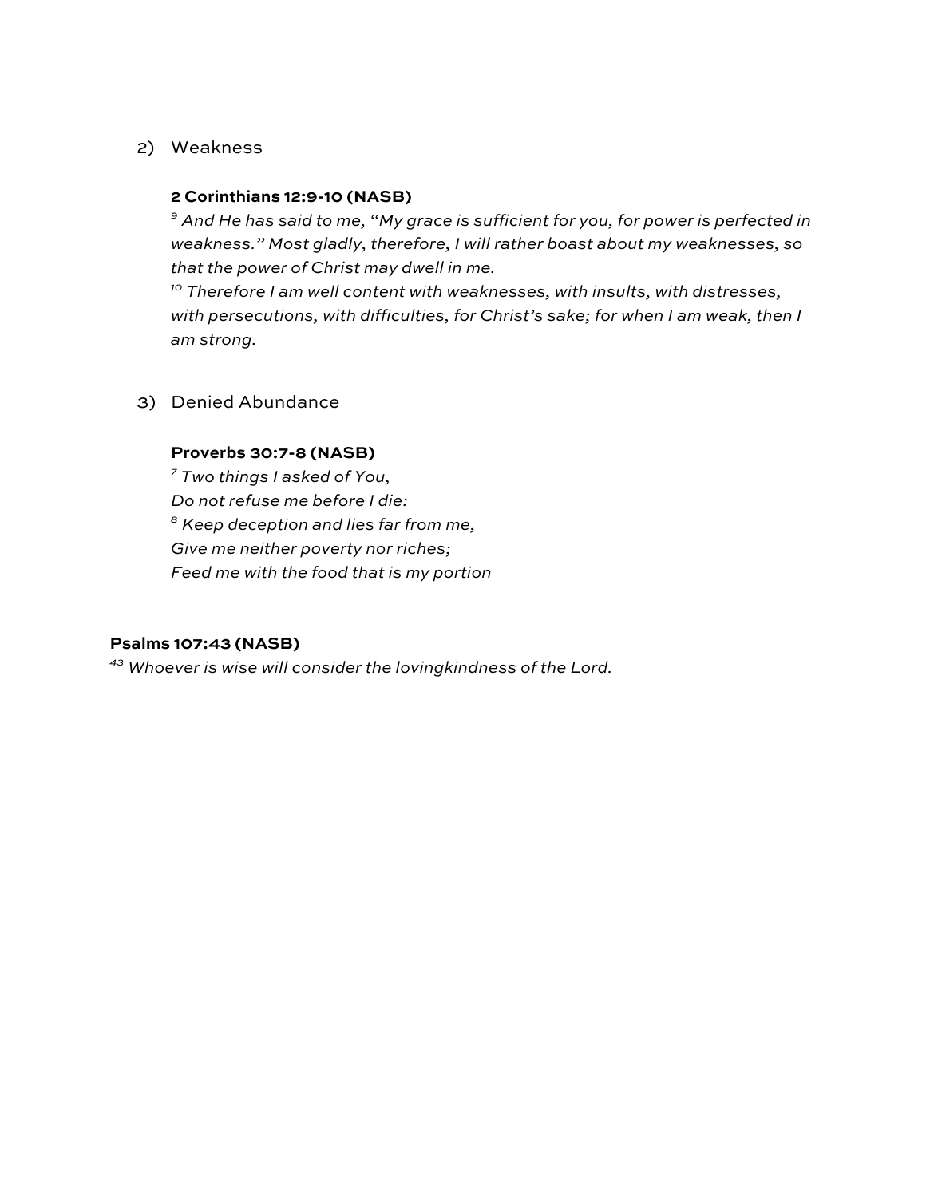2) Weakness

**2 Corinthians 12:9-10 (NASB)**
*[9] And He has said to me, "My grace is sufficient for you, for power is perfected in weakness." Most gladly, therefore, I will rather boast about my weaknesses, so that the power of Christ may dwell in me.*
*[10] Therefore I am well content with weaknesses, with insults, with distresses, with persecutions, with difficulties, for Christ's sake; for when I am weak, then I am strong.*

3) Denied Abundance

**Proverbs 30:7-8 (NASB)**
*[7] Two things I asked of You,*
*Do not refuse me before I die:*
*[8] Keep deception and lies far from me,*
*Give me neither poverty nor riches;*
*Feed me with the food that is my portion*

**Psalms 107:43 (NASB)**
*[43] Whoever is wise will consider the lovingkindness of the Lord.*